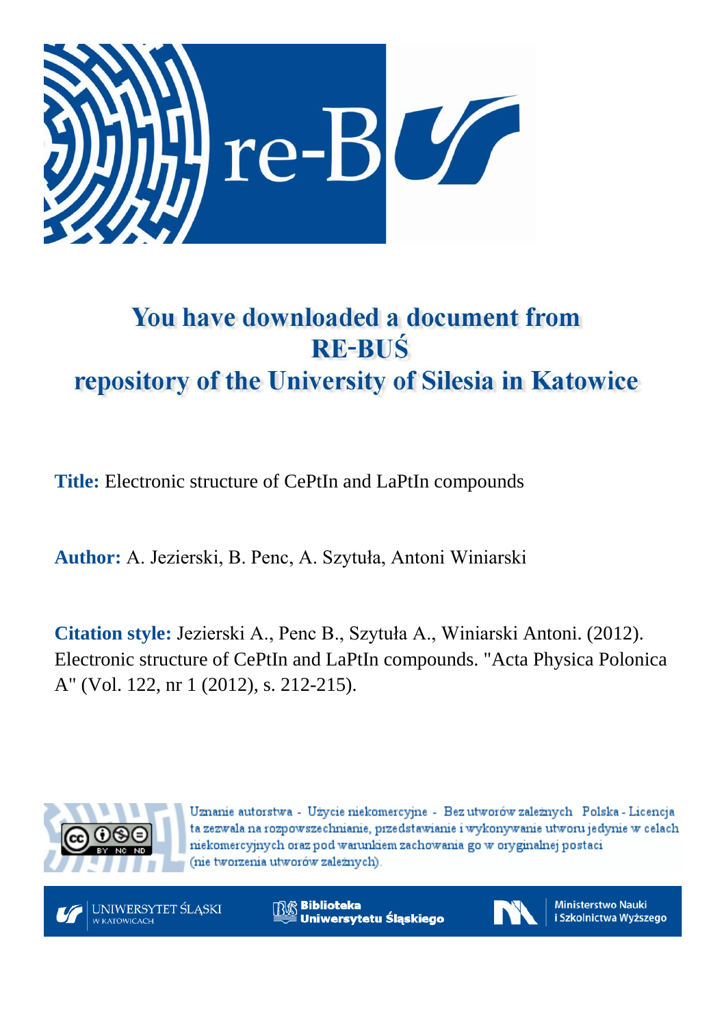# You have downloaded a document from RE-BUŚ repository of the University of Silesia in Katowice

**Title:** Electronic structure of CePtIn and LaPtIn compounds

**Author:** A. Jezierski, B. Penc, A. Szytuła, Antoni Winiarski

**Citation style:** Jezierski A., Penc B., Szytuła A., Winiarski Antoni. (2012). Electronic structure of CePtIn and LaPtIn compounds. "Acta Physica Polonica A" (Vol. 122, nr 1 (2012), s. 212-215).

Uznanie autorstwa - Użycie niekomercyjne - Bez utworów zależnych Polska - Licencja ta zezwala na rozpowszechnianie, przedstawianie i wykonywanie utworu jedynie w celach niekomercyjnych oraz pod warunkiem zachowania go w oryginalnej postaci (nie tworzenia utworów zależnych).

UNIWERSYTET ŚLĄSKI W KATOWICACH

Biblioteka Uniwersytetu Śląskiego

Ministerstwo Nauki i Szkolnictwa Wyższego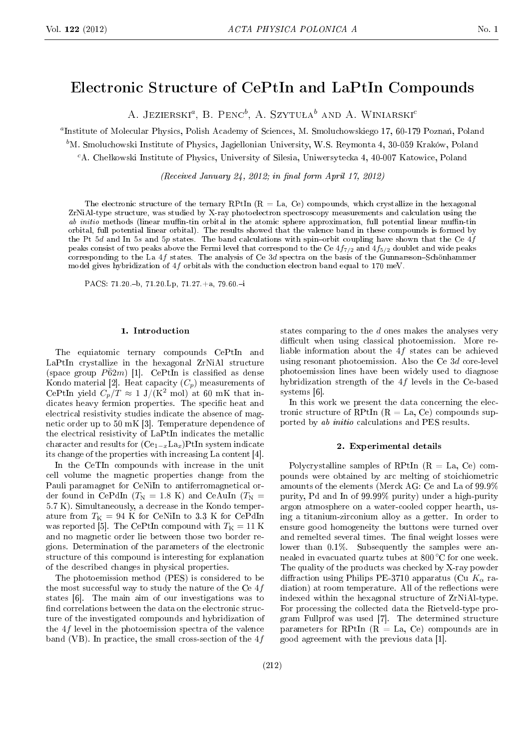# Electronic Structure of CePtIn and LaPtIn Compounds

A. Jezierski[a], B. Penc[b], A. Szytuła[b] and A. Winiarski[c]

[a]Institute of Molecular Physics, Polish Academy of Sciences, M. Smoluchowskiego 17, 60-179 Poznań, Poland

[b]M. Smoluchowski Institute of Physics, Jagiellonian University, W.S. Reymonta 4, 30-059 Kraków, Poland

[c]A. Chełkowski Institute of Physics, University of Silesia, Uniwersytecka 4, 40-007 Katowice, Poland

*(Received January 24, 2012; in final form April 17, 2012)*

The electronic structure of the ternary RPtIn (R = La, Ce) compounds, which crystallize in the hexagonal ZrNiAl-type structure, was studied by X-ray photoelectron spectroscopy measurements and calculation using the *ab initio* methods (linear muffin-tin orbital in the atomic sphere approximation, full potential linear muffin-tin orbital, full potential linear orbital). The results showed that the valence band in these compounds is formed by the Pt $5d$ and In $5s$ and $5p$ states. The band calculations with spin–orbit coupling have shown that the Ce $4f$ peaks consist of two peaks above the Fermi level that correspond to the Ce $4f_{7/2}$ and $4f_{5/2}$ doublet and wide peaks corresponding to the La $4f$ states. The analysis of Ce $3d$ spectra on the basis of the Gunnarsson–Schönhammer model gives hybridization of $4f$ orbitals with the conduction electron band equal to 170 meV.

PACS: 71.20.–b, 71.20.Lp, 71.27.+a, 79.60.–i

## 1. Introduction

The equiatomic ternary compounds CePtIn and LaPtIn crystallize in the hexagonal ZrNiAl structure (space group $P\bar{6}2m$) [1]. CePtIn is classified as dense Kondo material [2]. Heat capacity ($C_p$) measurements of CePtIn yield $C_p/T \approx 1$ J/(K$^2$ mol) at 60 mK that indicates heavy fermion properties. The specific heat and electrical resistivity studies indicate the absence of magnetic order up to 50 mK [3]. Temperature dependence of the electrical resistivity of LaPtIn indicates the metallic character and results for $(\mathrm{Ce}_{1-x}\mathrm{La}_x)$PtIn system indicate its change of the properties with increasing La content [4].

In the CeTIn compounds with increase in the unit cell volume the magnetic properties change from the Pauli paramagnet for CeNiIn to antiferromagnetical order found in CePdIn ($T_\mathrm{N}$ = 1.8 K) and CeAuIn ($T_\mathrm{N}$ = 5.7 K). Simultaneously, a decrease in the Kondo temperature from $T_\mathrm{K}$ = 94 K for CeNiIn to 3.3 K for CePdIn was reported [5]. The CePtIn compound with $T_\mathrm{K}$ = 11 K and no magnetic order lie between those two border regions. Determination of the parameters of the electronic structure of this compound is interesting for explanation of the described changes in physical properties.

The photoemission method (PES) is considered to be the most successful way to study the nature of the Ce $4f$ states [6]. The main aim of our investigations was to find correlations between the data on the electronic structure of the investigated compounds and hybridization of the $4f$ level in the photoemission spectra of the valence band (VB). In practice, the small cross-section of the $4f$ states comparing to the $d$ ones makes the analyses very difficult when using classical photoemission. More reliable information about the $4f$ states can be achieved using resonant photoemission. Also the Ce $3d$ core-level photoemission lines have been widely used to diagnose hybridization strength of the $4f$ levels in the Ce-based systems [6].

In this work we present the data concerning the electronic structure of RPtIn (R = La, Ce) compounds supported by *ab initio* calculations and PES results.

## 2. Experimental details

Polycrystalline samples of RPtIn (R = La, Ce) compounds were obtained by arc melting of stoichiometric amounts of the elements (Merck AG: Ce and La of 99.9% purity, Pd and In of 99.99% purity) under a high-purity argon atmosphere on a water-cooled copper hearth, using a titanium-zirconium alloy as a getter. In order to ensure good homogeneity the buttons were turned over and remelted several times. The final weight losses were lower than 0.1%. Subsequently the samples were annealed in evacuated quartz tubes at 800 °C for one week. The quality of the products was checked by X-ray powder diffraction using Philips PE-3710 apparatus (Cu $K_\alpha$ radiation) at room temperature. All of the reflections were indexed within the hexagonal structure of ZrNiAl-type. For processing the collected data the Rietveld-type program Fullprof was used [7]. The determined structure parameters for RPtIn (R = La, Ce) compounds are in good agreement with the previous data [1].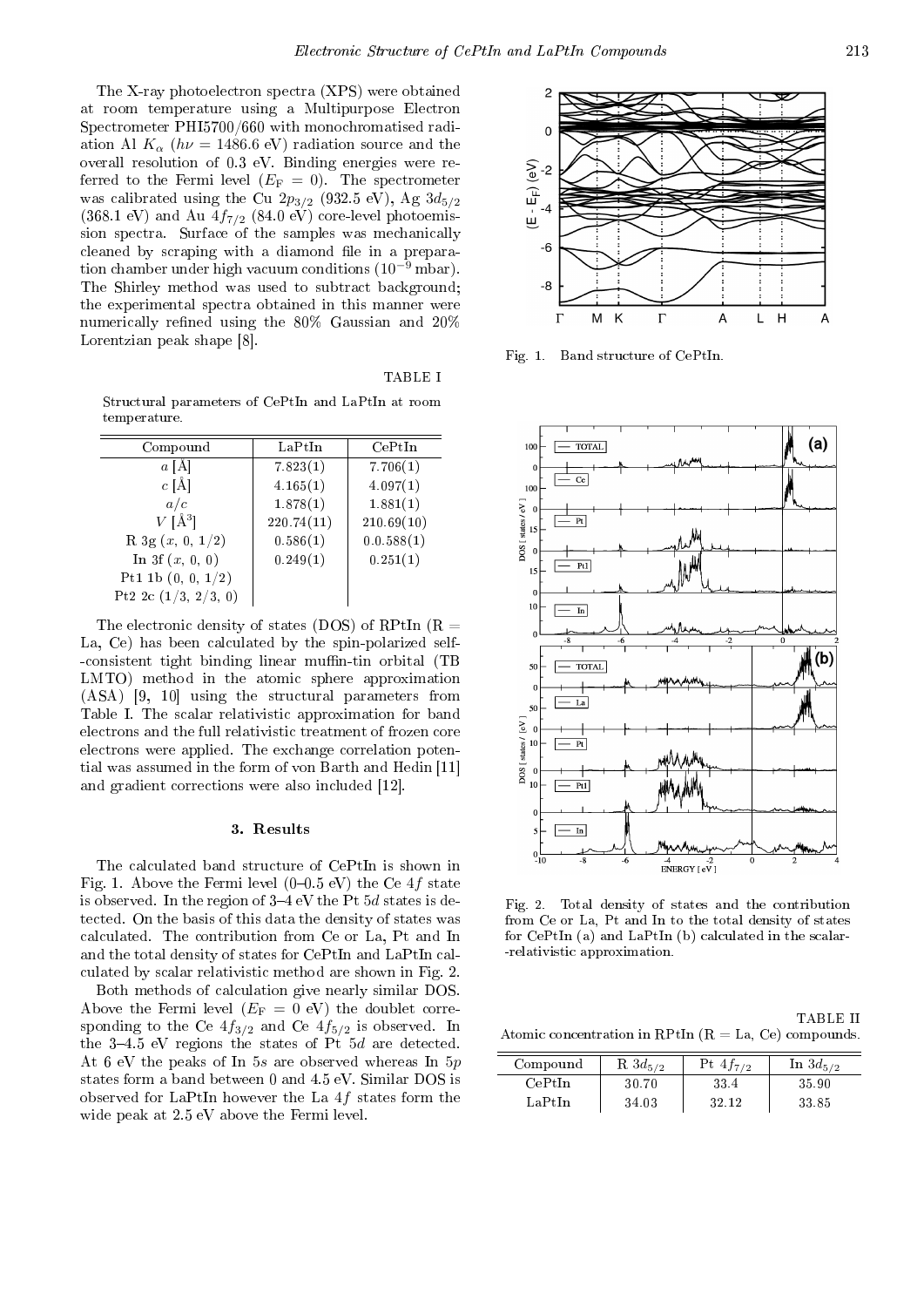The X-ray photoelectron spectra (XPS) were obtained at room temperature using a Multipurpose Electron Spectrometer PHI5700/660 with monochromatised radiation Al $K_\alpha$ ($h\nu = 1486.6$ eV) radiation source and the overall resolution of 0.3 eV. Binding energies were referred to the Fermi level ($E_F = 0$). The spectrometer was calibrated using the Cu $2p_{3/2}$ (932.5 eV), Ag $3d_{5/2}$ (368.1 eV) and Au $4f_{7/2}$ (84.0 eV) core-level photoemission spectra. Surface of the samples was mechanically cleaned by scraping with a diamond file in a preparation chamber under high vacuum conditions ($10^{-9}$ mbar). The Shirley method was used to subtract background; the experimental spectra obtained in this manner were numerically refined using the 80% Gaussian and 20% Lorentzian peak shape [8].

TABLE I

Structural parameters of CePtIn and LaPtIn at room temperature.

| Compound | LaPtIn | CePtIn |
|---|---|---|
| $a$ [Å] | 7.823(1) | 7.706(1) |
| $c$ [Å] | 4.165(1) | 4.097(1) |
| $a/c$ | 1.878(1) | 1.881(1) |
| $V$ [Å$^3$] | 220.74(11) | 210.69(10) |
| R 3g ($x$, 0, 1/2) | 0.586(1) | 0.0.588(1) |
| In 3f ($x$, 0, 0) | 0.249(1) | 0.251(1) |
| Pt1 1b (0, 0, 1/2) | | |
| Pt2 2c (1/3, 2/3, 0) | | |

The electronic density of states (DOS) of RPtIn (R = La, Ce) has been calculated by the spin-polarized self-consistent tight binding linear muffin-tin orbital (TB LMTO) method in the atomic sphere approximation (ASA) [9, 10] using the structural parameters from Table I. The scalar relativistic approximation for band electrons and the full relativistic treatment of frozen core electrons were applied. The exchange correlation potential was assumed in the form of von Barth and Hedin [11] and gradient corrections were also included [12].

### 3. Results

The calculated band structure of CePtIn is shown in Fig. 1. Above the Fermi level (0–0.5 eV) the Ce $4f$ state is observed. In the region of 3–4 eV the Pt $5d$ states is detected. On the basis of this data the density of states was calculated. The contribution from Ce or La, Pt and In and the total density of states for CePtIn and LaPtIn calculated by scalar relativistic method are shown in Fig. 2.

Both methods of calculation give nearly similar DOS. Above the Fermi level ($E_F = 0$ eV) the doublet corresponding to the Ce $4f_{3/2}$ and Ce $4f_{5/2}$ is observed. In the 3–4.5 eV regions the states of Pt $5d$ are detected. At 6 eV the peaks of In $5s$ are observed whereas In $5p$ states form a band between 0 and 4.5 eV. Similar DOS is observed for LaPtIn however the La $4f$ states form the wide peak at 2.5 eV above the Fermi level.

Fig. 1. Band structure of CePtIn.

Fig. 2. Total density of states and the contribution from Ce or La, Pt and In to the total density of states for CePtIn (a) and LaPtIn (b) calculated in the scalar-relativistic approximation.

TABLE II

Atomic concentration in RPtIn (R = La, Ce) compounds.

| Compound | R $3d_{5/2}$ | Pt $4f_{7/2}$ | In $3d_{5/2}$ |
|---|---|---|---|
| CePtIn | 30.70 | 33.4 | 35.90 |
| LaPtIn | 34.03 | 32.12 | 33.85 |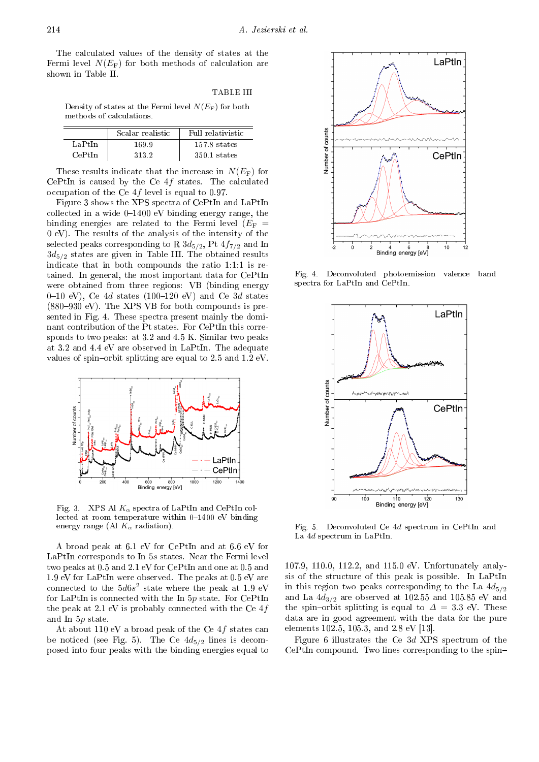The calculated values of the density of states at the Fermi level $N(E_F)$ for both methods of calculation are shown in Table II.

TABLE III

Density of states at the Fermi level $N(E_F)$ for both methods of calculations.

| | Scalar realistic | Full relativistic |
|---|---|---|
| LaPtIn | 169.9 | 157.8 states |
| CePtIn | 313.2 | 350.1 states |

These results indicate that the increase in $N(E_F)$ for CePtIn is caused by the Ce $4f$ states. The calculated occupation of the Ce $4f$ level is equal to 0.97.

Figure 3 shows the XPS spectra of CePtIn and LaPtIn collected in a wide 0–1400 eV binding energy range, the binding energies are related to the Fermi level ($E_F$ = 0 eV). The results of the analysis of the intensity of the selected peaks corresponding to R $3d_{5/2}$, Pt $4f_{7/2}$ and In $3d_{5/2}$ states are given in Table III. The obtained results indicate that in both compounds the ratio 1:1:1 is retained. In general, the most important data for CePtIn were obtained from three regions: VB (binding energy 0–10 eV), Ce $4d$ states (100–120 eV) and Ce $3d$ states (880–930 eV). The XPS VB for both compounds is presented in Fig. 4. These spectra present mainly the dominant contribution of the Pt states. For CePtIn this corresponds to two peaks: at 3.2 and 4.5 K. Similar two peaks at 3.2 and 4.4 eV are observed in LaPtIn. The adequate values of spin–orbit splitting are equal to 2.5 and 1.2 eV.

Fig. 3. XPS Al $K_\alpha$ spectra of LaPtIn and CePtIn collected at room temperature within 0–1400 eV binding energy range (Al $K_\alpha$ radiation).

A broad peak at 6.1 eV for CePtIn and at 6.6 eV for LaPtIn corresponds to In $5s$ states. Near the Fermi level two peaks at 0.5 and 2.1 eV for CePtIn and one at 0.5 and 1.9 eV for LaPtIn were observed. The peaks at 0.5 eV are connected to the $5d6s^2$ state where the peak at 1.9 eV for LaPtIn is connected with the In $5p$ state. For CePtIn the peak at 2.1 eV is probably connected with the Ce $4f$ and In $5p$ state.

At about 110 eV a broad peak of the Ce $4f$ states can be noticed (see Fig. 5). The Ce $4d_{5/2}$ lines is decomposed into four peaks with the binding energies equal to 107.9, 110.0, 112.2, and 115.0 eV. Unfortunately analysis of the structure of this peak is possible. In LaPtIn in this region two peaks corresponding to the La $4d_{5/2}$ and La $4d_{3/2}$ are observed at 102.55 and 105.85 eV and the spin–orbit splitting is equal to $\Delta$ = 3.3 eV. These data are in good agreement with the data for the pure elements 102.5, 105.3, and 2.8 eV [13].

Fig. 4. Deconvoluted photoemission valence band spectra for LaPtIn and CePtIn.

Fig. 5. Deconvoluted Ce $4d$ spectrum in CePtIn and La $4d$ spectrum in LaPtIn.

Figure 6 illustrates the Ce $3d$ XPS spectrum of the CePtIn compound. Two lines corresponding to the spin–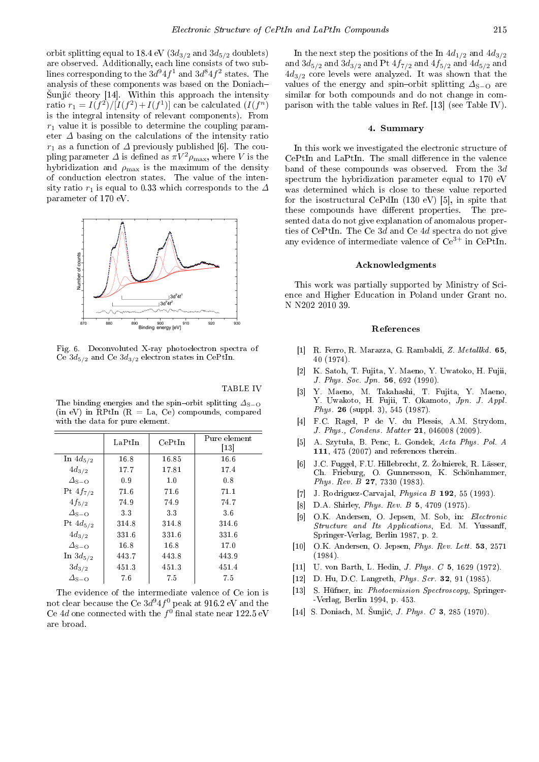orbit splitting equal to 18.4 eV ($3d_{3/2}$ and $3d_{5/2}$ doublets) are observed. Additionally, each line consists of two sub-lines corresponding to the $3d^9 4f^1$ and $3d^8 4f^2$ states. The analysis of these components was based on the Doniach–Šunjić theory [14]. Within this approach the intensity ratio $r_1 = I(f^2)/[I(f^2)+I(f^1)]$ can be calculated ($I(f^n)$ is the integral intensity of relevant components). From $r_1$ value it is possible to determine the coupling parameter $\Delta$ basing on the calculations of the intensity ratio $r_1$ as a function of $\Delta$ previously published [6]. The coupling parameter $\Delta$ is defined as $\pi V^2 \rho_{\max}$, where $V$ is the hybridization and $\rho_{\max}$ is the maximum of the density of conduction electron states. The value of the intensity ratio $r_1$ is equal to 0.33 which corresponds to the $\Delta$ parameter of 170 eV.

Number of counts

$3d^9 4f^1$

$3d^9 4f^2$

870 880 890 900 910 920 930

Binding energy [eV]

Fig. 6. Deconvoluted X-ray photoelectron spectra of Ce $3d_{5/2}$ and Ce $3d_{3/2}$ electron states in CePtIn.

TABLE IV

The binding energies and the spin–orbit splitting $\Delta_{\mathrm{S-O}}$ (in eV) in RPtIn (R = La, Ce) compounds, compared with the data for pure element.

| | LaPtIn | CePtIn | Pure element [13] |
|---|---|---|---|
| In $4d_{5/2}$ | 16.8 | 16.85 | 16.6 |
| $4d_{3/2}$ | 17.7 | 17.81 | 17.4 |
| $\Delta_{\mathrm{S-O}}$ | 0.9 | 1.0 | 0.8 |
| Pt $4f_{7/2}$ | 71.6 | 71.6 | 71.1 |
| $4f_{5/2}$ | 74.9 | 74.9 | 74.7 |
| $\Delta_{\mathrm{S-O}}$ | 3.3 | 3.3 | 3.6 |
| Pt $4d_{5/2}$ | 314.8 | 314.8 | 314.6 |
| $4d_{3/2}$ | 331.6 | 331.6 | 331.6 |
| $\Delta_{\mathrm{S-O}}$ | 16.8 | 16.8 | 17.0 |
| In $3d_{5/2}$ | 443.7 | 443.8 | 443.9 |
| $3d_{3/2}$ | 451.3 | 451.3 | 451.4 |
| $\Delta_{\mathrm{S-O}}$ | 7.6 | 7.5 | 7.5 |

The evidence of the intermediate valence of Ce ion is not clear because the Ce $3d^9 4f^0$ peak at 916.2 eV and the Ce $4d$ one connected with the $f^0$ final state near 122.5 eV are broad.

In the next step the positions of the In $4d_{1/2}$ and $4d_{3/2}$ and $3d_{5/2}$ and $3d_{3/2}$ and Pt $4f_{7/2}$ and $4f_{5/2}$ and $4d_{5/2}$ and $4d_{3/2}$ core levels were analyzed. It was shown that the values of the energy and spin–orbit splitting $\Delta_{\mathrm{S-O}}$ are similar for both compounds and do not change in comparison with the table values in Ref. [13] (see Table IV).

## 4. Summary

In this work we investigated the electronic structure of CePtIn and LaPtIn. The small difference in the valence band of these compounds was observed. From the $3d$ spectrum the hybridization parameter equal to 170 eV was determined which is close to these value reported for the isostructural CePdIn (130 eV) [5], in spite that these compounds have different properties. The presented data do not give explanation of anomalous properties of CePtIn. The Ce $3d$ and Ce $4d$ spectra do not give any evidence of intermediate valence of $Ce^{3+}$ in CePtIn.

## Acknowledgments

This work was partially supported by Ministry of Science and Higher Education in Poland under Grant no. N N202 2010 39.

## References

[1] R. Ferro, R. Marazza, G. Rambaldi, *Z. Metallkd.* **65**, 40 (1974).

[2] K. Satoh, T. Fujita, Y. Maeno, Y. Uwatoko, H. Fujii, *J. Phys. Soc. Jpn.* **56**, 692 (1990).

[3] Y. Maeno, M. Takahashi, T. Fujita, Y. Maeno, Y. Uwakoto, H. Fujii, T. Okamoto, *Jpn. J. Appl. Phys.* **26** (suppl. 3), 545 (1987).

[4] F.C. Ragel, P de V. du Plessis, A.M. Strydom, *J. Phys., Condens. Matter* **21**, 046008 (2009).

[5] A. Szytuła, B. Penc, Ł. Gondek, *Acta Phys. Pol. A* **111**, 475 (2007) and references therein.

[6] J.C. Fuggel, F.U. Hillebrecht, Z. Żołnierek, R. Lässer, Ch. Frieburg, O. Gunnersson, K. Schönhammer, *Phys. Rev. B* **27**, 7330 (1983).

[7] J. Rodriguez-Carvajal, *Physica B* **192**, 55 (1993).

[8] D.A. Shirley, *Phys. Rev. B* **5**, 4709 (1975).

[9] O.K. Andersen, O. Jepsen, M. Sob, in: *Electronic Structure and Its Applications*, Ed. M. Yussanff, Springer-Verlag, Berlin 1987, p. 2.

[10] O.K. Andersen, O. Jepsen, *Phys. Rev. Lett.* **53**, 2571 (1984).

[11] U. von Barth, L. Hedin, *J. Phys. C* **5**, 1629 (1972).

[12] D. Hu, D.C. Langreth, *Phys. Scr.* **32**, 91 (1985).

[13] S. Hüfner, in: *Photoemission Spectroscopy*, Springer-Verlag, Berlin 1994, p. 453.

[14] S. Doniach, M. Šunjić, *J. Phys. C* **3**, 285 (1970).